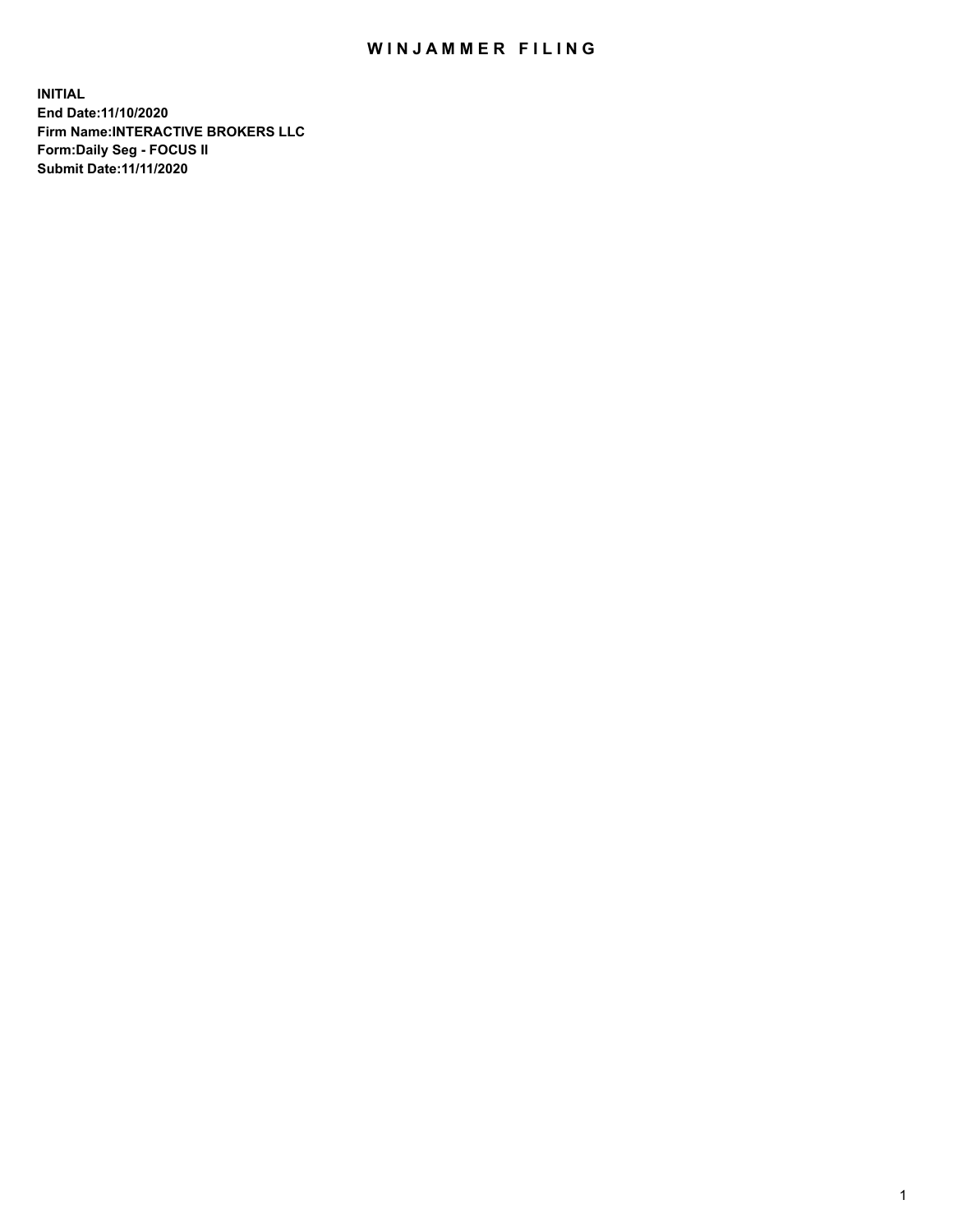# WINJAMMER FILING

**INITIAL**
**End Date:11/10/2020**
**Firm Name:INTERACTIVE BROKERS LLC**
**Form:Daily Seg - FOCUS II**
**Submit Date:11/11/2020**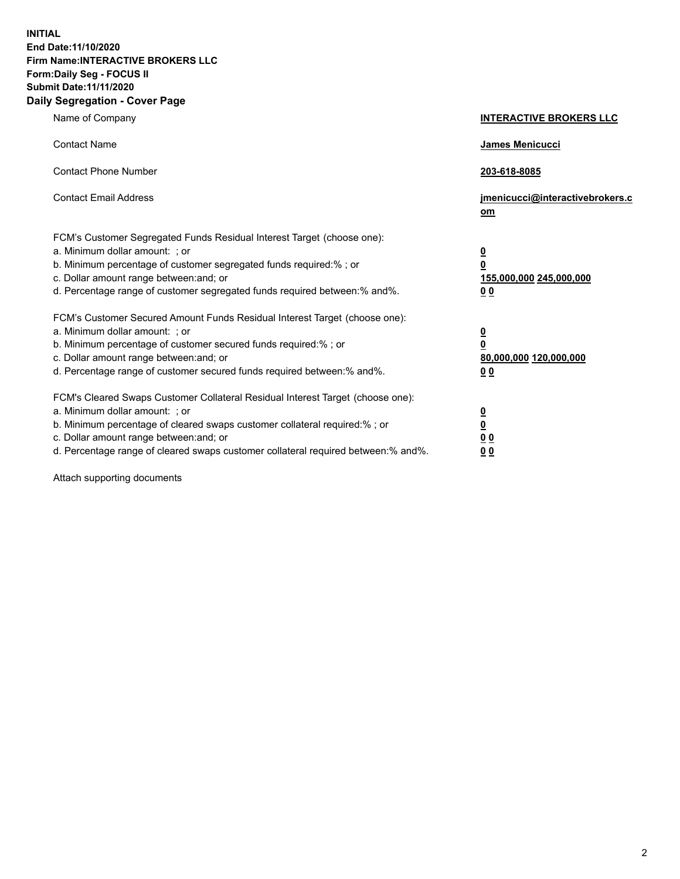**INITIAL**
**End Date:11/10/2020**
**Firm Name:INTERACTIVE BROKERS LLC**
**Form:Daily Seg - FOCUS II**
**Submit Date:11/11/2020**
**Daily Segregation - Cover Page**

| | |
|---|---|
| Name of Company | **INTERACTIVE BROKERS LLC** |
| Contact Name | **James Menicucci** |
| Contact Phone Number | **203-618-8085** |
| Contact Email Address | **jmenicucci@interactivebrokers.com** |
| FCM's Customer Segregated Funds Residual Interest Target (choose one): | |
| a. Minimum dollar amount: ; or | **0** |
| b. Minimum percentage of customer segregated funds required:% ; or | **0** |
| c. Dollar amount range between:and; or | **155,000,000 245,000,000** |
| d. Percentage range of customer segregated funds required between:% and%. | **0 0** |
| FCM's Customer Secured Amount Funds Residual Interest Target (choose one): | |
| a. Minimum dollar amount: ; or | **0** |
| b. Minimum percentage of customer secured funds required:% ; or | **0** |
| c. Dollar amount range between:and; or | **80,000,000 120,000,000** |
| d. Percentage range of customer secured funds required between:% and%. | **0 0** |
| FCM's Cleared Swaps Customer Collateral Residual Interest Target (choose one): | |
| a. Minimum dollar amount: ; or | **0** |
| b. Minimum percentage of cleared swaps customer collateral required:% ; or | **0** |
| c. Dollar amount range between:and; or | **0 0** |
| d. Percentage range of cleared swaps customer collateral required between:% and%. | **0 0** |

Attach supporting documents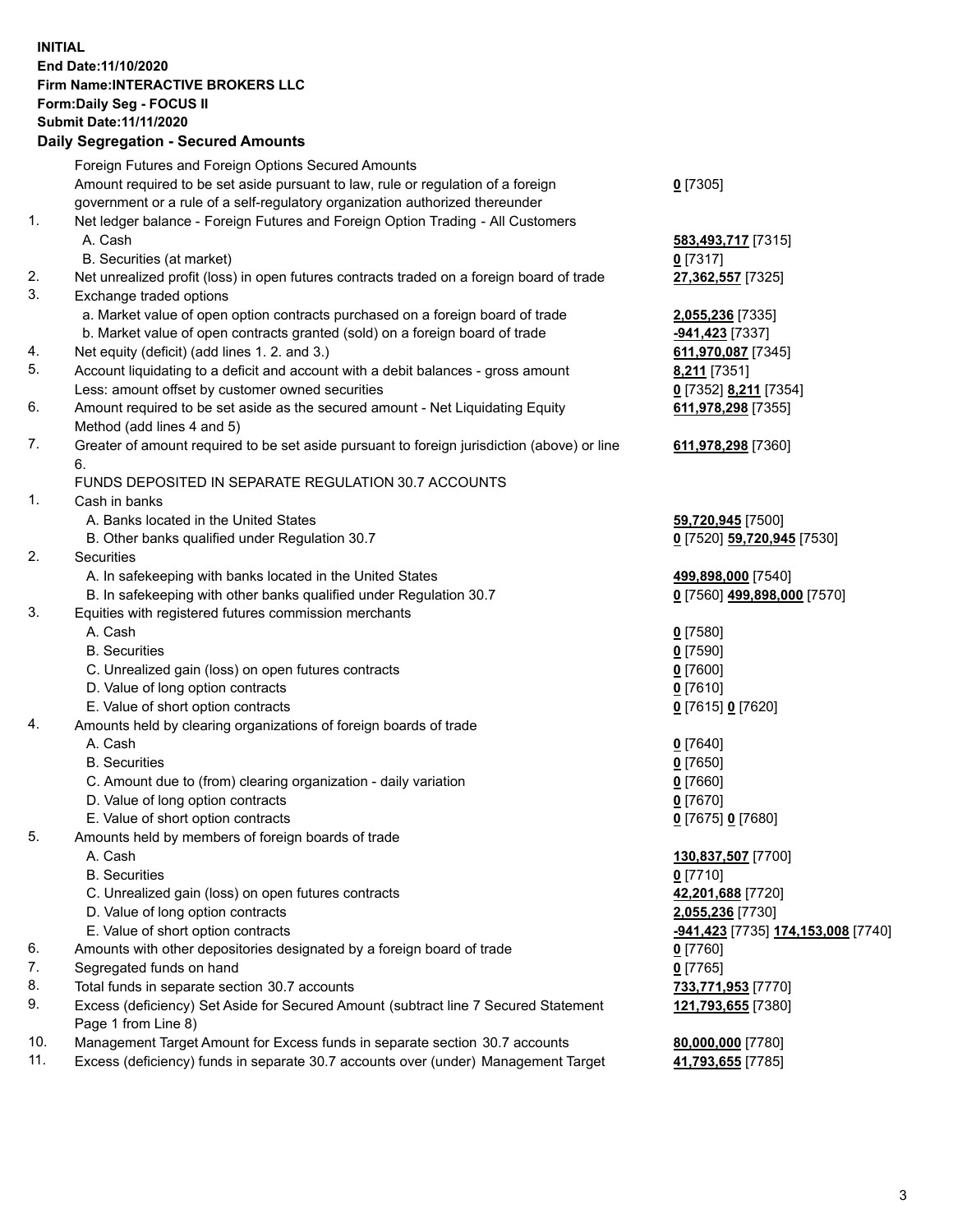**INITIAL**
**End Date:11/10/2020**
**Firm Name:INTERACTIVE BROKERS LLC**
**Form:Daily Seg - FOCUS II**
**Submit Date:11/11/2020**

## Daily Segregation - Secured Amounts

| | | |
|---|---|---|
| | Foreign Futures and Foreign Options Secured Amounts | |
| | Amount required to be set aside pursuant to law, rule or regulation of a foreign government or a rule of a self-regulatory organization authorized thereunder | **0** [7305] |
| 1. | Net ledger balance - Foreign Futures and Foreign Option Trading - All Customers | |
| | A. Cash | **583,493,717** [7315] |
| | B. Securities (at market) | **0** [7317] |
| 2. | Net unrealized profit (loss) in open futures contracts traded on a foreign board of trade | **27,362,557** [7325] |
| 3. | Exchange traded options | |
| | a. Market value of open option contracts purchased on a foreign board of trade | **2,055,236** [7335] |
| | b. Market value of open contracts granted (sold) on a foreign board of trade | **-941,423** [7337] |
| 4. | Net equity (deficit) (add lines 1. 2. and 3.) | **611,970,087** [7345] |
| 5. | Account liquidating to a deficit and account with a debit balances - gross amount | **8,211** [7351] |
| | Less: amount offset by customer owned securities | **0** [7352] **8,211** [7354] |
| 6. | Amount required to be set aside as the secured amount - Net Liquidating Equity Method (add lines 4 and 5) | **611,978,298** [7355] |
| 7. | Greater of amount required to be set aside pursuant to foreign jurisdiction (above) or line 6. | **611,978,298** [7360] |
| | FUNDS DEPOSITED IN SEPARATE REGULATION 30.7 ACCOUNTS | |
| 1. | Cash in banks | |
| | A. Banks located in the United States | **59,720,945** [7500] |
| | B. Other banks qualified under Regulation 30.7 | **0** [7520] **59,720,945** [7530] |
| 2. | Securities | |
| | A. In safekeeping with banks located in the United States | **499,898,000** [7540] |
| | B. In safekeeping with other banks qualified under Regulation 30.7 | **0** [7560] **499,898,000** [7570] |
| 3. | Equities with registered futures commission merchants | |
| | A. Cash | **0** [7580] |
| | B. Securities | **0** [7590] |
| | C. Unrealized gain (loss) on open futures contracts | **0** [7600] |
| | D. Value of long option contracts | **0** [7610] |
| | E. Value of short option contracts | **0** [7615] **0** [7620] |
| 4. | Amounts held by clearing organizations of foreign boards of trade | |
| | A. Cash | **0** [7640] |
| | B. Securities | **0** [7650] |
| | C. Amount due to (from) clearing organization - daily variation | **0** [7660] |
| | D. Value of long option contracts | **0** [7670] |
| | E. Value of short option contracts | **0** [7675] **0** [7680] |
| 5. | Amounts held by members of foreign boards of trade | |
| | A. Cash | **130,837,507** [7700] |
| | B. Securities | **0** [7710] |
| | C. Unrealized gain (loss) on open futures contracts | **42,201,688** [7720] |
| | D. Value of long option contracts | **2,055,236** [7730] |
| | E. Value of short option contracts | **-941,423** [7735] **174,153,008** [7740] |
| 6. | Amounts with other depositories designated by a foreign board of trade | **0** [7760] |
| 7. | Segregated funds on hand | **0** [7765] |
| 8. | Total funds in separate section 30.7 accounts | **733,771,953** [7770] |
| 9. | Excess (deficiency) Set Aside for Secured Amount (subtract line 7 Secured Statement Page 1 from Line 8) | **121,793,655** [7380] |
| 10. | Management Target Amount for Excess funds in separate section 30.7 accounts | **80,000,000** [7780] |
| 11. | Excess (deficiency) funds in separate 30.7 accounts over (under) Management Target | **41,793,655** [7785] |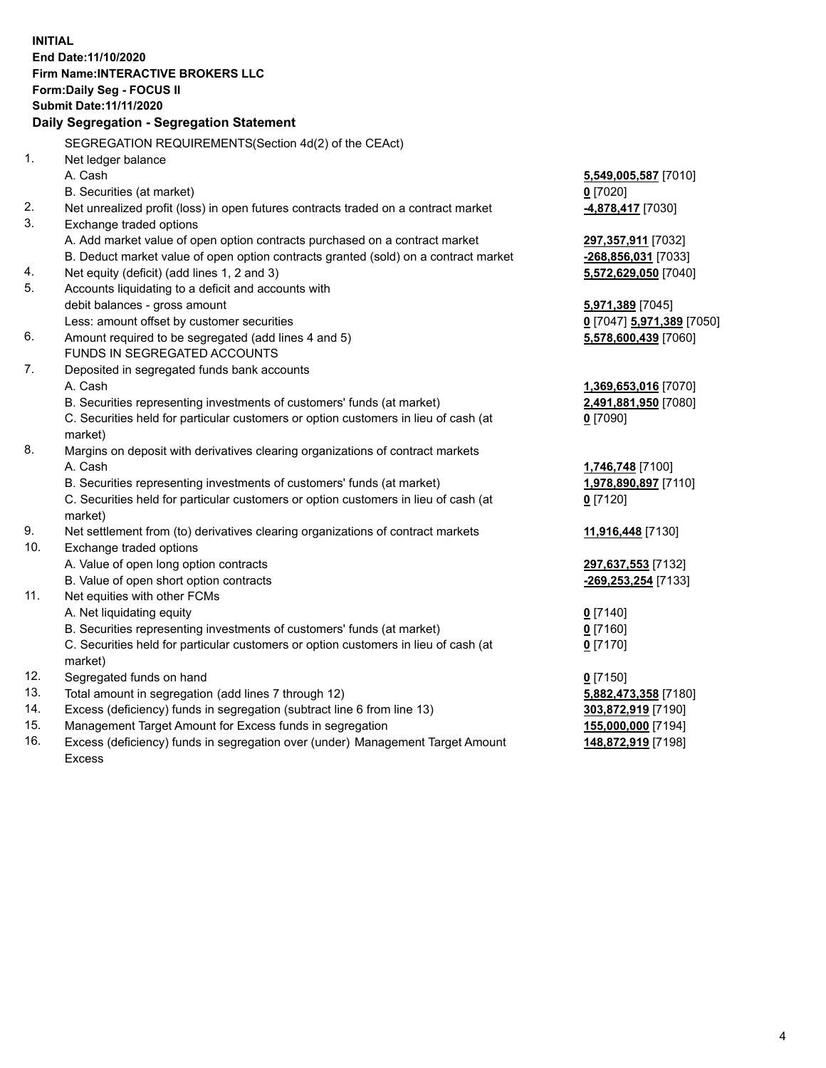**INITIAL**
**End Date:11/10/2020**
**Firm Name:INTERACTIVE BROKERS LLC**
**Form:Daily Seg - FOCUS II**
**Submit Date:11/11/2020**

**Daily Segregation - Segregation Statement**

SEGREGATION REQUIREMENTS(Section 4d(2) of the CEAct)

| | | |
|---|---|---|
| 1. | Net ledger balance | |
| | A. Cash | **5,549,005,587** [7010] |
| | B. Securities (at market) | **0** [7020] |
| 2. | Net unrealized profit (loss) in open futures contracts traded on a contract market | **-4,878,417** [7030] |
| 3. | Exchange traded options | |
| | A. Add market value of open option contracts purchased on a contract market | **297,357,911** [7032] |
| | B. Deduct market value of open option contracts granted (sold) on a contract market | **-268,856,031** [7033] |
| 4. | Net equity (deficit) (add lines 1, 2 and 3) | **5,572,629,050** [7040] |
| 5. | Accounts liquidating to a deficit and accounts with debit balances - gross amount | **5,971,389** [7045] |
| | Less: amount offset by customer securities | **0** [7047] **5,971,389** [7050] |
| 6. | Amount required to be segregated (add lines 4 and 5) | **5,578,600,439** [7060] |
| | FUNDS IN SEGREGATED ACCOUNTS | |
| 7. | Deposited in segregated funds bank accounts | |
| | A. Cash | **1,369,653,016** [7070] |
| | B. Securities representing investments of customers' funds (at market) | **2,491,881,950** [7080] |
| | C. Securities held for particular customers or option customers in lieu of cash (at market) | **0** [7090] |
| 8. | Margins on deposit with derivatives clearing organizations of contract markets | |
| | A. Cash | **1,746,748** [7100] |
| | B. Securities representing investments of customers' funds (at market) | **1,978,890,897** [7110] |
| | C. Securities held for particular customers or option customers in lieu of cash (at market) | **0** [7120] |
| 9. | Net settlement from (to) derivatives clearing organizations of contract markets | **11,916,448** [7130] |
| 10. | Exchange traded options | |
| | A. Value of open long option contracts | **297,637,553** [7132] |
| | B. Value of open short option contracts | **-269,253,254** [7133] |
| 11. | Net equities with other FCMs | |
| | A. Net liquidating equity | **0** [7140] |
| | B. Securities representing investments of customers' funds (at market) | **0** [7160] |
| | C. Securities held for particular customers or option customers in lieu of cash (at market) | **0** [7170] |
| 12. | Segregated funds on hand | **0** [7150] |
| 13. | Total amount in segregation (add lines 7 through 12) | **5,882,473,358** [7180] |
| 14. | Excess (deficiency) funds in segregation (subtract line 6 from line 13) | **303,872,919** [7190] |
| 15. | Management Target Amount for Excess funds in segregation | **155,000,000** [7194] |
| 16. | Excess (deficiency) funds in segregation over (under) Management Target Amount Excess | **148,872,919** [7198] |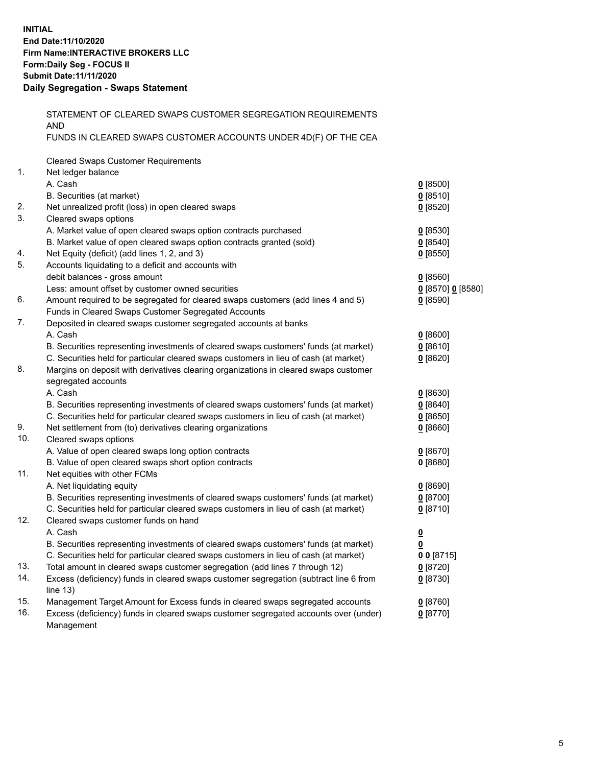**INITIAL**
**End Date:11/10/2020**
**Firm Name:INTERACTIVE BROKERS LLC**
**Form:Daily Seg - FOCUS II**
**Submit Date:11/11/2020**
**Daily Segregation - Swaps Statement**

STATEMENT OF CLEARED SWAPS CUSTOMER SEGREGATION REQUIREMENTS AND FUNDS IN CLEARED SWAPS CUSTOMER ACCOUNTS UNDER 4D(F) OF THE CEA

| | | |
|---|---|---|
| | Cleared Swaps Customer Requirements | |
| 1. | Net ledger balance | |
| | A. Cash | 0 [8500] |
| | B. Securities (at market) | 0 [8510] |
| 2. | Net unrealized profit (loss) in open cleared swaps | 0 [8520] |
| 3. | Cleared swaps options | |
| | A. Market value of open cleared swaps option contracts purchased | 0 [8530] |
| | B. Market value of open cleared swaps option contracts granted (sold) | 0 [8540] |
| 4. | Net Equity (deficit) (add lines 1, 2, and 3) | 0 [8550] |
| 5. | Accounts liquidating to a deficit and accounts with debit balances - gross amount | 0 [8560] |
| | Less: amount offset by customer owned securities | 0 [8570] 0 [8580] |
| 6. | Amount required to be segregated for cleared swaps customers (add lines 4 and 5) | 0 [8590] |
| | Funds in Cleared Swaps Customer Segregated Accounts | |
| 7. | Deposited in cleared swaps customer segregated accounts at banks | |
| | A. Cash | 0 [8600] |
| | B. Securities representing investments of cleared swaps customers' funds (at market) | 0 [8610] |
| | C. Securities held for particular cleared swaps customers in lieu of cash (at market) | 0 [8620] |
| 8. | Margins on deposit with derivatives clearing organizations in cleared swaps customer segregated accounts | |
| | A. Cash | 0 [8630] |
| | B. Securities representing investments of cleared swaps customers' funds (at market) | 0 [8640] |
| | C. Securities held for particular cleared swaps customers in lieu of cash (at market) | 0 [8650] |
| 9. | Net settlement from (to) derivatives clearing organizations | 0 [8660] |
| 10. | Cleared swaps options | |
| | A. Value of open cleared swaps long option contracts | 0 [8670] |
| | B. Value of open cleared swaps short option contracts | 0 [8680] |
| 11. | Net equities with other FCMs | |
| | A. Net liquidating equity | 0 [8690] |
| | B. Securities representing investments of cleared swaps customers' funds (at market) | 0 [8700] |
| | C. Securities held for particular cleared swaps customers in lieu of cash (at market) | 0 [8710] |
| 12. | Cleared swaps customer funds on hand | |
| | A. Cash | 0 |
| | B. Securities representing investments of cleared swaps customers' funds (at market) | 0 |
| | C. Securities held for particular cleared swaps customers in lieu of cash (at market) | 0 0 [8715] |
| 13. | Total amount in cleared swaps customer segregation (add lines 7 through 12) | 0 [8720] |
| 14. | Excess (deficiency) funds in cleared swaps customer segregation (subtract line 6 from line 13) | 0 [8730] |
| 15. | Management Target Amount for Excess funds in cleared swaps segregated accounts | 0 [8760] |
| 16. | Excess (deficiency) funds in cleared swaps customer segregated accounts over (under) Management | 0 [8770] |